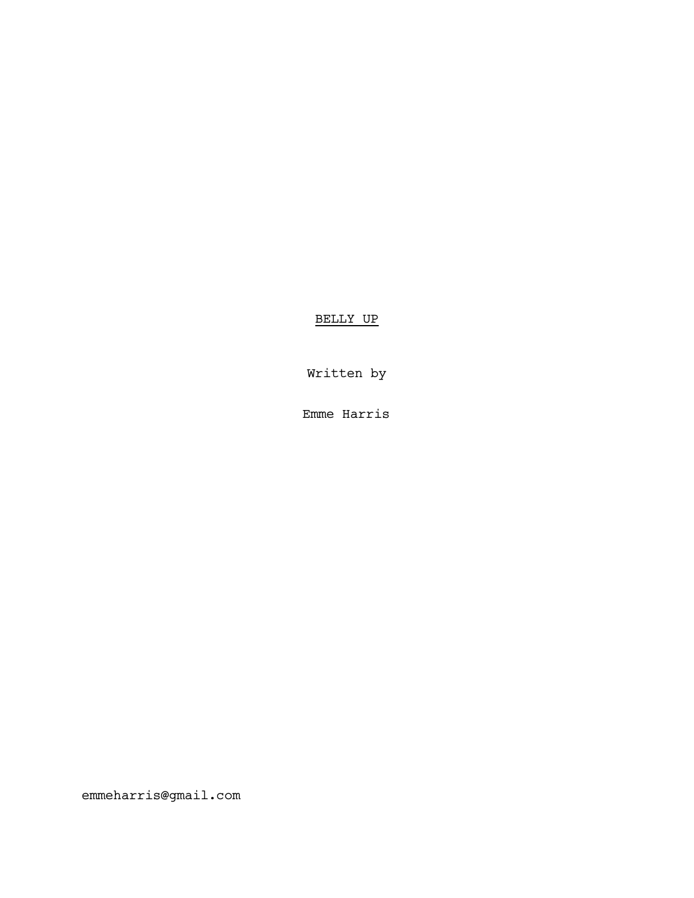# BELLY UP

Written by

Emme Harris

emmeharris@gmail.com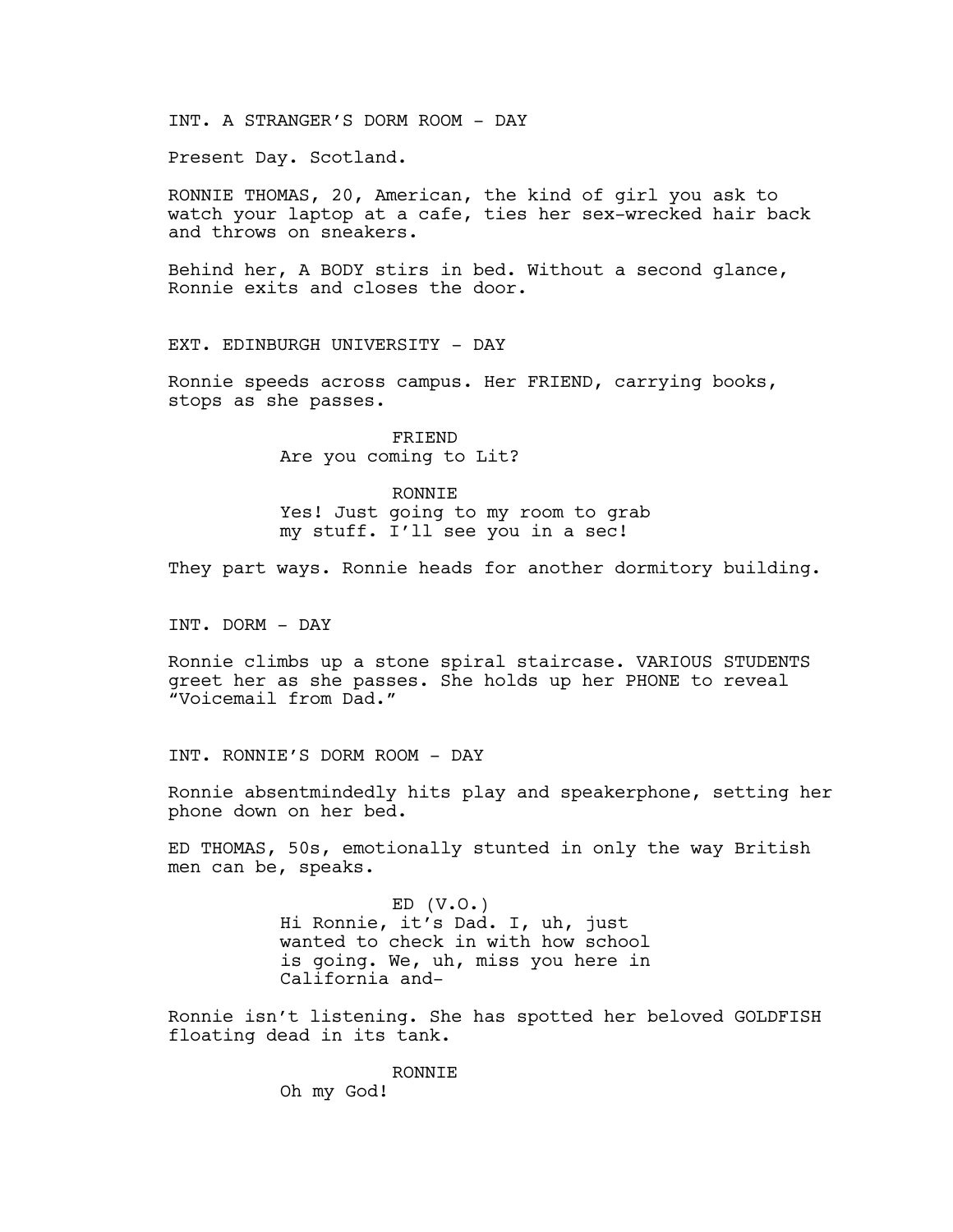INT. A STRANGER'S DORM ROOM - DAY

Present Day. Scotland.

RONNIE THOMAS, 20, American, the kind of girl you ask to watch your laptop at a cafe, ties her sex-wrecked hair back and throws on sneakers.

Behind her, A BODY stirs in bed. Without a second glance, Ronnie exits and closes the door.

EXT. EDINBURGH UNIVERSITY - DAY

Ronnie speeds across campus. Her FRIEND, carrying books, stops as she passes.

FRIEND
Are you coming to Lit?

RONNIE
Yes! Just going to my room to grab my stuff. I'll see you in a sec!

They part ways. Ronnie heads for another dormitory building.

INT. DORM - DAY

Ronnie climbs up a stone spiral staircase. VARIOUS STUDENTS greet her as she passes. She holds up her PHONE to reveal "Voicemail from Dad."

INT. RONNIE'S DORM ROOM - DAY

Ronnie absentmindedly hits play and speakerphone, setting her phone down on her bed.

ED THOMAS, 50s, emotionally stunted in only the way British men can be, speaks.

ED (V.O.)
Hi Ronnie, it's Dad. I, uh, just wanted to check in with how school is going. We, uh, miss you here in California and-

Ronnie isn't listening. She has spotted her beloved GOLDFISH floating dead in its tank.

RONNIE
Oh my God!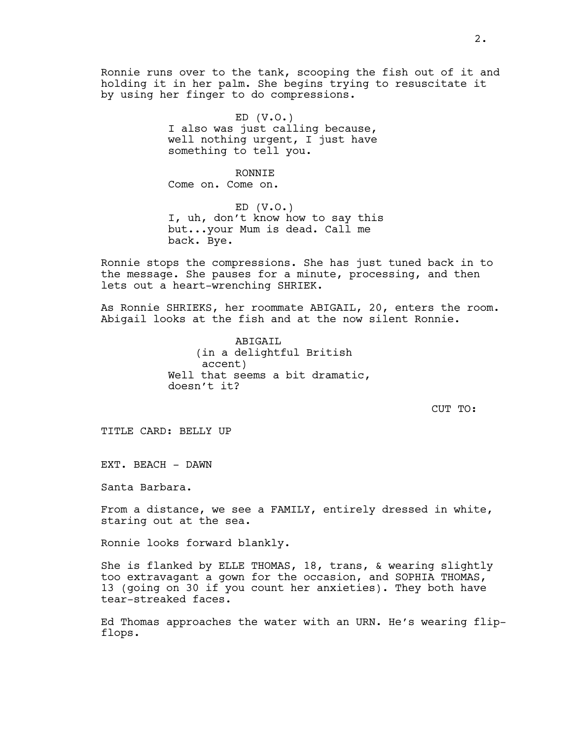Ronnie runs over to the tank, scooping the fish out of it and holding it in her palm. She begins trying to resuscitate it by using her finger to do compressions.

ED (V.O.)
I also was just calling because, well nothing urgent, I just have something to tell you.

RONNIE
Come on. Come on.

ED (V.O.)
I, uh, don't know how to say this but...your Mum is dead. Call me back. Bye.

Ronnie stops the compressions. She has just tuned back in to the message. She pauses for a minute, processing, and then lets out a heart-wrenching SHRIEK.

As Ronnie SHRIEKS, her roommate ABIGAIL, 20, enters the room. Abigail looks at the fish and at the now silent Ronnie.

ABIGAIL
(in a delightful British accent)
Well that seems a bit dramatic, doesn't it?

CUT TO:

TITLE CARD: BELLY UP

EXT. BEACH - DAWN

Santa Barbara.

From a distance, we see a FAMILY, entirely dressed in white, staring out at the sea.

Ronnie looks forward blankly.

She is flanked by ELLE THOMAS, 18, trans, & wearing slightly too extravagant a gown for the occasion, and SOPHIA THOMAS, 13 (going on 30 if you count her anxieties). They both have tear-streaked faces.

Ed Thomas approaches the water with an URN. He's wearing flip-flops.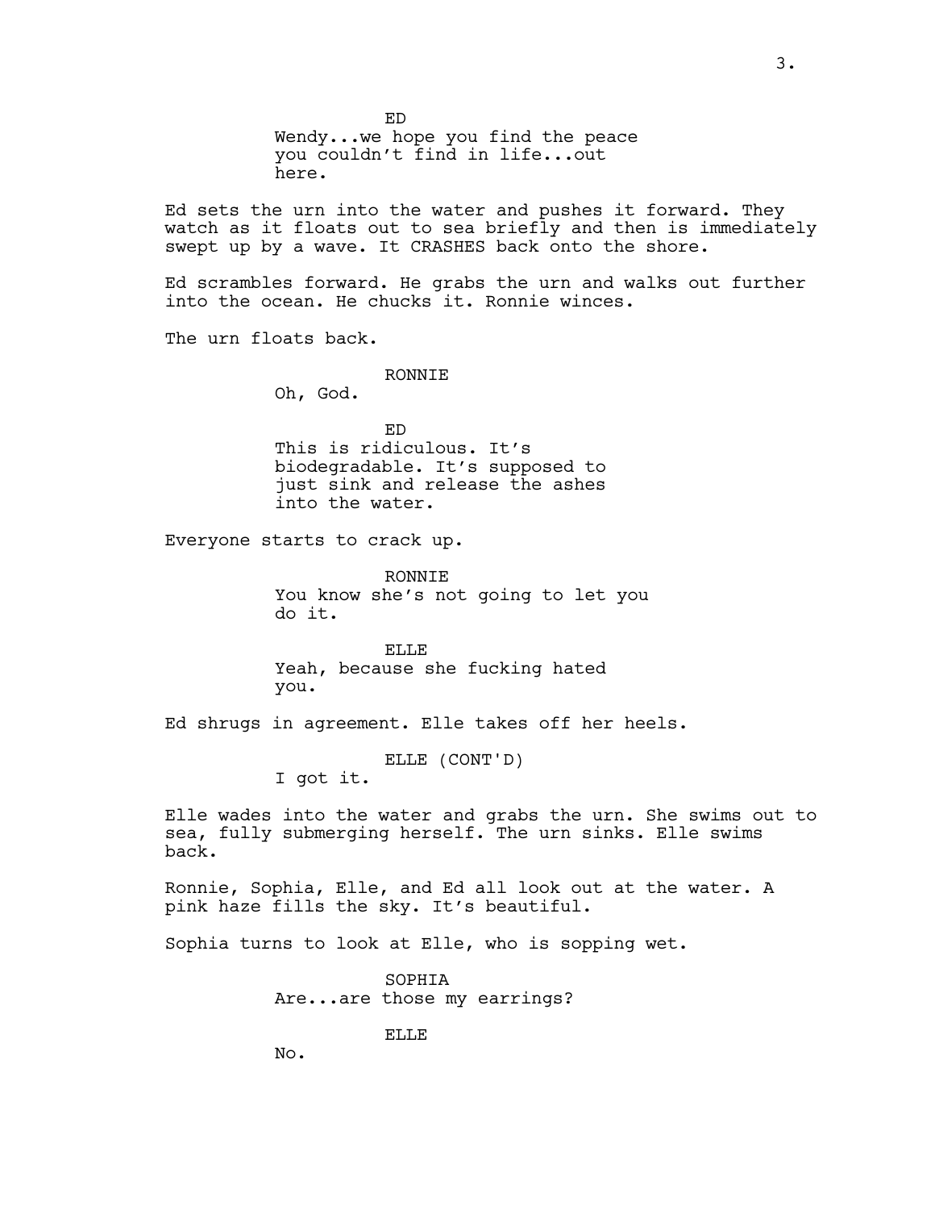ED
Wendy...we hope you find the peace you couldn't find in life...out here.

Ed sets the urn into the water and pushes it forward. They watch as it floats out to sea briefly and then is immediately swept up by a wave. It CRASHES back onto the shore.

Ed scrambles forward. He grabs the urn and walks out further into the ocean. He chucks it. Ronnie winces.

The urn floats back.

RONNIE
Oh, God.

ED
This is ridiculous. It's biodegradable. It's supposed to just sink and release the ashes into the water.

Everyone starts to crack up.

RONNIE
You know she's not going to let you do it.

ELLE
Yeah, because she fucking hated you.

Ed shrugs in agreement. Elle takes off her heels.

ELLE (CONT'D)
I got it.

Elle wades into the water and grabs the urn. She swims out to sea, fully submerging herself. The urn sinks. Elle swims back.

Ronnie, Sophia, Elle, and Ed all look out at the water. A pink haze fills the sky. It's beautiful.

Sophia turns to look at Elle, who is sopping wet.

SOPHIA
Are...are those my earrings?

ELLE
No.